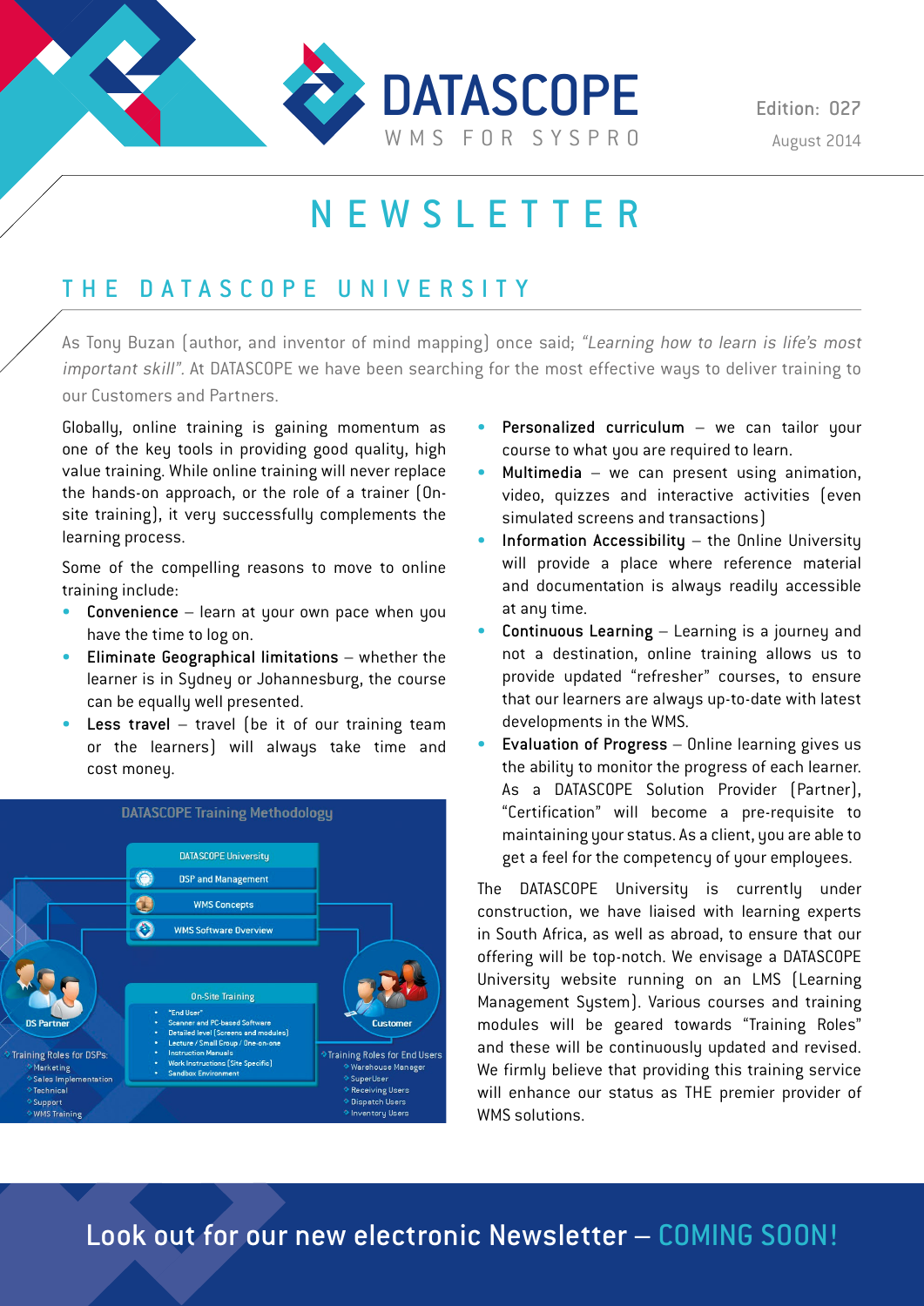# DATASCOPE

WMS FOR SYSPRO

Edition: 027
August 2014

# NEWSLETTER

## THE DATASCOPE UNIVERSITY

As Tony Buzan (author, and inventor of mind mapping) once said; *"Learning how to learn is life's most important skill"*. At DATASCOPE we have been searching for the most effective ways to deliver training to our Customers and Partners.

Globally, online training is gaining momentum as one of the key tools in providing good quality, high value training. While online training will never replace the hands-on approach, or the role of a trainer (On-site training), it very successfully complements the learning process.

Some of the compelling reasons to move to online training include:

- **Convenience** – learn at your own pace when you have the time to log on.
- **Eliminate Geographical limitations** – whether the learner is in Sydney or Johannesburg, the course can be equally well presented.
- **Less travel** – travel (be it of our training team or the learners) will always take time and cost money.

**DATASCOPE Training Methodology**

- DATASCOPE University
  - DSP and Management
  - WMS Concepts
  - WMS Software Overview
- DS Partner
- Customer
- On-Site Training
  - "End User"
  - Scanner and PC-based Software
  - Detailed level (Screens and modules)
  - Lecture / Small Group / One-on-one
  - Instruction Manuals
  - Work Instructions (Site Specific)
  - Sandbox Environment
- Training Roles for DSPs:
  - Marketing
  - Sales Implementation
  - Technical
  - Support
  - WMS Training
- Training Roles for End Users
  - Warehouse Manager
  - SuperUser
  - Receiving Users
  - Dispatch Users
  - Inventory Users

- **Personalized curriculum** – we can tailor your course to what you are required to learn.
- **Multimedia** – we can present using animation, video, quizzes and interactive activities (even simulated screens and transactions)
- **Information Accessibility** – the Online University will provide a place where reference material and documentation is always readily accessible at any time.
- **Continuous Learning** – Learning is a journey and not a destination, online training allows us to provide updated "refresher" courses, to ensure that our learners are always up-to-date with latest developments in the WMS.
- **Evaluation of Progress** – Online learning gives us the ability to monitor the progress of each learner. As a DATASCOPE Solution Provider (Partner), "Certification" will become a pre-requisite to maintaining your status. As a client, you are able to get a feel for the competency of your employees.

The DATASCOPE University is currently under construction, we have liaised with learning experts in South Africa, as well as abroad, to ensure that our offering will be top-notch. We envisage a DATASCOPE University website running on an LMS (Learning Management System). Various courses and training modules will be geared towards "Training Roles" and these will be continuously updated and revised. We firmly believe that providing this training service will enhance our status as THE premier provider of WMS solutions.

**Look out for our new electronic Newsletter – COMING SOON!**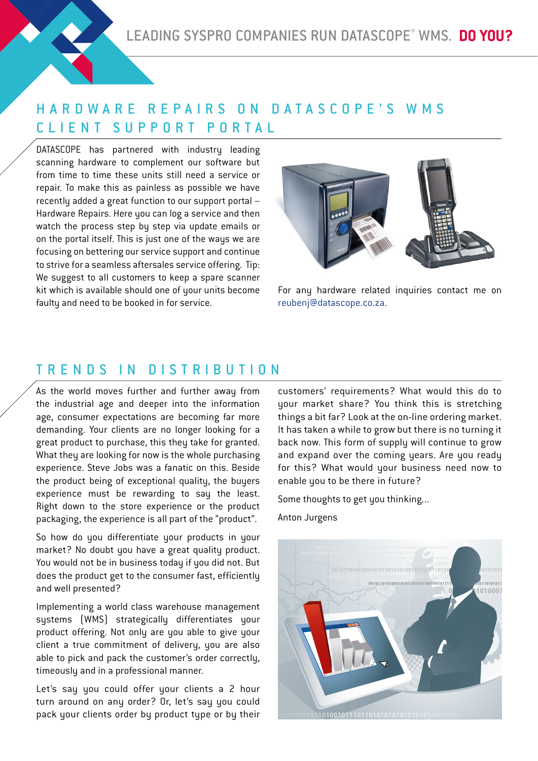## HARDWARE REPAIRS ON DATASCOPE'S WMS CLIENT SUPPORT PORTAL

DATASCOPE has partnered with industry leading scanning hardware to complement our software but from time to time these units still need a service or repair. To make this as painless as possible we have recently added a great function to our support portal – Hardware Repairs. Here you can log a service and then watch the process step by step via update emails or on the portal itself. This is just one of the ways we are focusing on bettering our service support and continue to strive for a seamless aftersales service offering. Tip: We suggest to all customers to keep a spare scanner kit which is available should one of your units become faulty and need to be booked in for service.

For any hardware related inquiries contact me on reubenj@datascope.co.za.

## TRENDS IN DISTRIBUTION

As the world moves further and further away from the industrial age and deeper into the information age, consumer expectations are becoming far more demanding. Your clients are no longer looking for a great product to purchase, this they take for granted. What they are looking for now is the whole purchasing experience. Steve Jobs was a fanatic on this. Beside the product being of exceptional quality, the buyers experience must be rewarding to say the least. Right down to the store experience or the product packaging, the experience is all part of the "product".

So how do you differentiate your products in your market? No doubt you have a great quality product. You would not be in business today if you did not. But does the product get to the consumer fast, efficiently and well presented?

Implementing a world class warehouse management systems (WMS) strategically differentiates your product offering. Not only are you able to give your client a true commitment of delivery, you are also able to pick and pack the customer's order correctly, timeously and in a professional manner.

Let's say you could offer your clients a 2 hour turn around on any order? Or, let's say you could pack your clients order by product type or by their customers' requirements? What would this do to your market share? You think this is stretching things a bit far? Look at the on-line ordering market. It has taken a while to grow but there is no turning it back now. This form of supply will continue to grow and expand over the coming years. Are you ready for this? What would your business need now to enable you to be there in future?

Some thoughts to get you thinking...

Anton Jurgens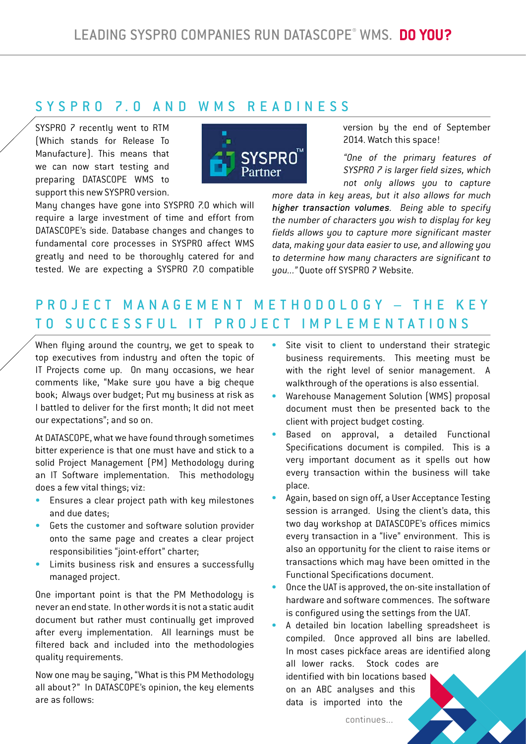# LEADING SYSPRO COMPANIES RUN DATASCOPE® WMS. **DO YOU?**

## SYSPRO 7.0 AND WMS READINESS

SYSPRO 7 recently went to RTM (Which stands for Release To Manufacture). This means that we can now start testing and preparing DATASCOPE WMS to support this new SYSPRO version.

Many changes have gone into SYSPRO 7.0 which will require a large investment of time and effort from DATASCOPE's side. Database changes and changes to fundamental core processes in SYSPRO affect WMS greatly and need to be thoroughly catered for and tested. We are expecting a SYSPRO 7.0 compatible version by the end of September 2014. Watch this space!

*"One of the primary features of SYSPRO 7 is larger field sizes, which not only allows you to capture more data in key areas, but it also allows for much **higher transaction volumes**. Being able to specify the number of characters you wish to display for key fields allows you to capture more significant master data, making your data easier to use, and allowing you to determine how many characters are significant to you..."* Quote off SYSPRO 7 Website.

## PROJECT MANAGEMENT METHODOLOGY – THE KEY TO SUCCESSFUL IT PROJECT IMPLEMENTATIONS

When flying around the country, we get to speak to top executives from industry and often the topic of IT Projects come up. On many occasions, we hear comments like, "Make sure you have a big cheque book; Always over budget; Put my business at risk as I battled to deliver for the first month; It did not meet our expectations"; and so on.

At DATASCOPE, what we have found through sometimes bitter experience is that one must have and stick to a solid Project Management (PM) Methodology during an IT Software implementation. This methodology does a few vital things; viz:

- Ensures a clear project path with key milestones and due dates;
- Gets the customer and software solution provider onto the same page and creates a clear project responsibilities "joint-effort" charter;
- Limits business risk and ensures a successfully managed project.

One important point is that the PM Methodology is never an end state. In other words it is not a static audit document but rather must continually get improved after every implementation. All learnings must be filtered back and included into the methodologies quality requirements.

Now one may be saying, "What is this PM Methodology all about?" In DATASCOPE's opinion, the key elements are as follows:

- Site visit to client to understand their strategic business requirements. This meeting must be with the right level of senior management. A walkthrough of the operations is also essential.
- Warehouse Management Solution (WMS) proposal document must then be presented back to the client with project budget costing.
- Based on approval, a detailed Functional Specifications document is compiled. This is a very important document as it spells out how every transaction within the business will take place.
- Again, based on sign off, a User Acceptance Testing session is arranged. Using the client's data, this two day workshop at DATASCOPE's offices mimics every transaction in a "live" environment. This is also an opportunity for the client to raise items or transactions which may have been omitted in the Functional Specifications document.
- Once the UAT is approved, the on-site installation of hardware and software commences. The software is configured using the settings from the UAT.
- A detailed bin location labelling spreadsheet is compiled. Once approved all bins are labelled. In most cases pickface areas are identified along all lower racks. Stock codes are identified with bin locations based on an ABC analyses and this data is imported into the

continues...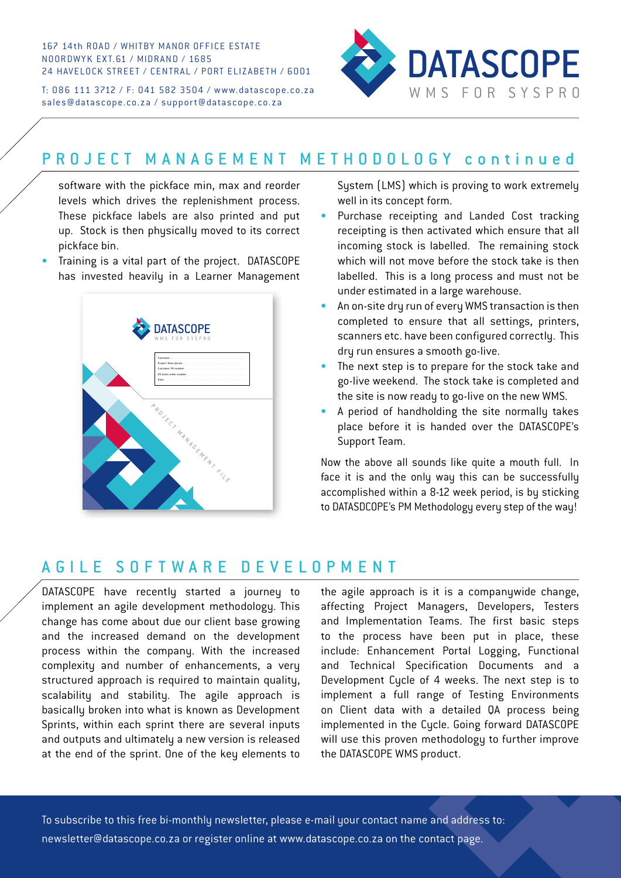167 14th ROAD / WHITBY MANOR OFFICE ESTATE
NOORDWYK EXT.61 / MIDRAND / 1685
24 HAVELOCK STREET / CENTRAL / PORT ELIZABETH / 6001

T: 086 111 3712 / F: 041 582 3504 / www.datascope.co.za
sales@datascope.co.za / support@datascope.co.za

DATASCOPE
WMS FOR SYSPRO

## PROJECT MANAGEMENT METHODOLOGY continued

software with the pickface min, max and reorder levels which drives the replenishment process. These pickface labels are also printed and put up. Stock is then physically moved to its correct pickface bin.

- Training is a vital part of the project. DATASCOPE has invested heavily in a Learner Management System (LMS) which is proving to work extremely well in its concept form.
- Purchase receipting and Landed Cost tracking receipting is then activated which ensure that all incoming stock is labelled. The remaining stock which will not move before the stock take is then labelled. This is a long process and must not be under estimated in a large warehouse.
- An on-site dry run of every WMS transaction is then completed to ensure that all settings, printers, scanners etc. have been configured correctly. This dry run ensures a smooth go-live.
- The next step is to prepare for the stock take and go-live weekend. The stock take is completed and the site is now ready to go-live on the new WMS.
- A period of handholding the site normally takes place before it is handed over the DATASCOPE's Support Team.

Now the above all sounds like quite a mouth full. In face it is and the only way this can be successfully accomplished within a 8-12 week period, is by sticking to DATASDCOPE's PM Methodology every step of the way!

## AGILE SOFTWARE DEVELOPMENT

DATASCOPE have recently started a journey to implement an agile development methodology. This change has come about due our client base growing and the increased demand on the development process within the company. With the increased complexity and number of enhancements, a very structured approach is required to maintain quality, scalability and stability. The agile approach is basically broken into what is known as Development Sprints, within each sprint there are several inputs and outputs and ultimately a new version is released at the end of the sprint. One of the key elements to the agile approach is it is a companywide change, affecting Project Managers, Developers, Testers and Implementation Teams. The first basic steps to the process have been put in place, these include: Enhancement Portal Logging, Functional and Technical Specification Documents and a Development Cycle of 4 weeks. The next step is to implement a full range of Testing Environments on Client data with a detailed QA process being implemented in the Cycle. Going forward DATASCOPE will use this proven methodology to further improve the DATASCOPE WMS product.

To subscribe to this free bi-monthly newsletter, please e-mail your contact name and address to: newsletter@datascope.co.za or register online at www.datascope.co.za on the contact page.